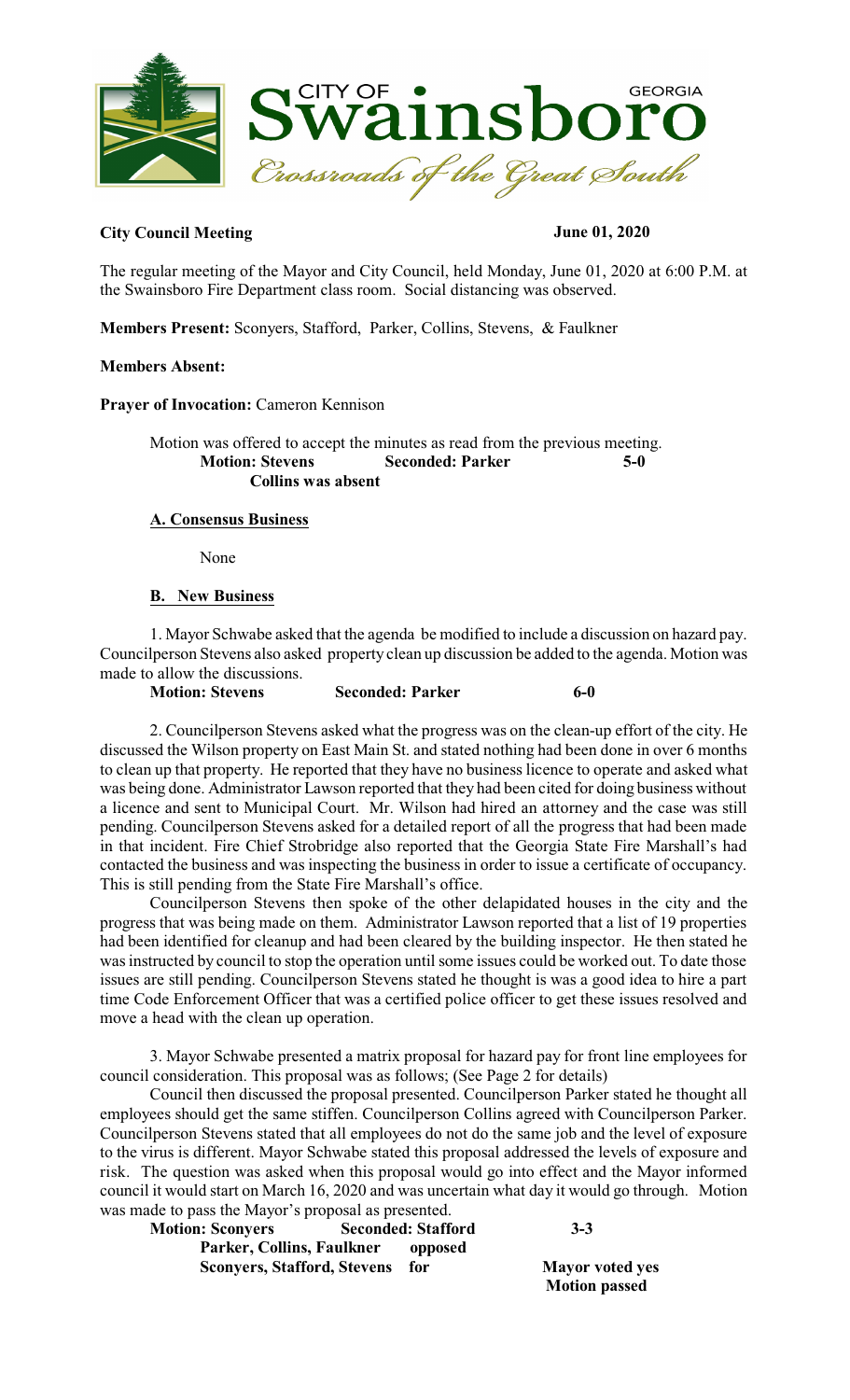**City Council Meeting** **June 01, 2020**

The regular meeting of the Mayor and City Council, held Monday, June 01, 2020 at 6:00 P.M. at the Swainsboro Fire Department class room. Social distancing was observed.

**Members Present:** Sconyers, Stafford, Parker, Collins, Stevens, & Faulkner

**Members Absent:**

**Prayer of Invocation:** Cameron Kennison

Motion was offered to accept the minutes as read from the previous meeting.

**Motion: Stevens** **Seconded: Parker** **5-0**
**Collins was absent**

**A. Consensus Business**

None

**B. New Business**

1. Mayor Schwabe asked that the agenda be modified to include a discussion on hazard pay. Councilperson Stevens also asked property clean up discussion be added to the agenda. Motion was made to allow the discussions.

**Motion: Stevens** **Seconded: Parker** **6-0**

2. Councilperson Stevens asked what the progress was on the clean-up effort of the city. He discussed the Wilson property on East Main St. and stated nothing had been done in over 6 months to clean up that property. He reported that they have no business licence to operate and asked what was being done. Administrator Lawson reported that they had been cited for doing business without a licence and sent to Municipal Court. Mr. Wilson had hired an attorney and the case was still pending. Councilperson Stevens asked for a detailed report of all the progress that had been made in that incident. Fire Chief Strobridge also reported that the Georgia State Fire Marshall's had contacted the business and was inspecting the business in order to issue a certificate of occupancy. This is still pending from the State Fire Marshall's office.

Councilperson Stevens then spoke of the other delapidated houses in the city and the progress that was being made on them. Administrator Lawson reported that a list of 19 properties had been identified for cleanup and had been cleared by the building inspector. He then stated he was instructed by council to stop the operation until some issues could be worked out. To date those issues are still pending. Councilperson Stevens stated he thought is was a good idea to hire a part time Code Enforcement Officer that was a certified police officer to get these issues resolved and move a head with the clean up operation.

3. Mayor Schwabe presented a matrix proposal for hazard pay for front line employees for council consideration. This proposal was as follows; (See Page 2 for details)

Council then discussed the proposal presented. Councilperson Parker stated he thought all employees should get the same stiffen. Councilperson Collins agreed with Councilperson Parker. Councilperson Stevens stated that all employees do not do the same job and the level of exposure to the virus is different. Mayor Schwabe stated this proposal addressed the levels of exposure and risk. The question was asked when this proposal would go into effect and the Mayor informed council it would start on March 16, 2020 and was uncertain what day it would go through. Motion was made to pass the Mayor's proposal as presented.

**Motion: Sconyers** **Seconded: Stafford** **3-3**
**Parker, Collins, Faulkner opposed**
**Sconyers, Stafford, Stevens for** **Mayor voted yes**
**Motion passed**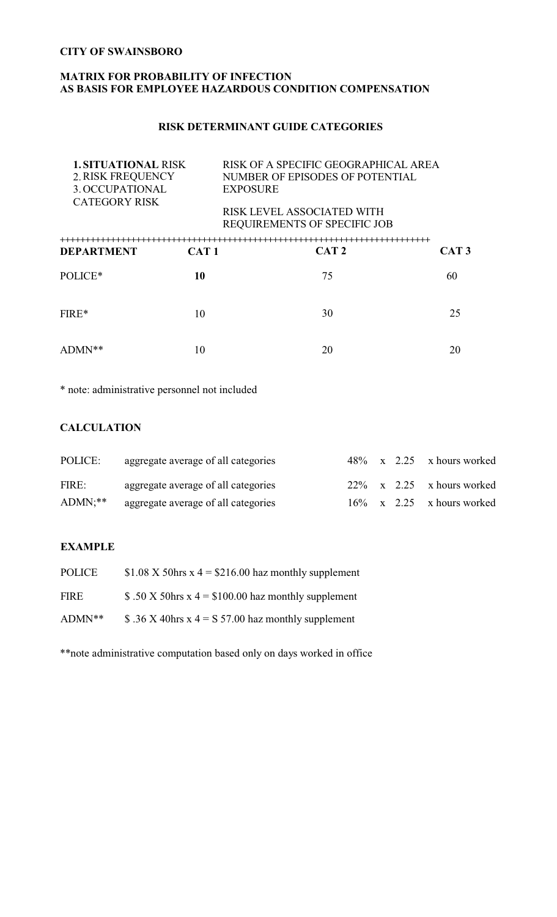**CITY OF SWAINSBORO**

**MATRIX FOR PROBABILITY OF INFECTION**
**AS BASIS FOR EMPLOYEE HAZARDOUS CONDITION COMPENSATION**

**RISK DETERMINANT GUIDE CATEGORIES**

| | |
|---|---|
| **1. SITUATIONAL** RISK | RISK OF A SPECIFIC GEOGRAPHICAL AREA |
| 2. RISK FREQUENCY | NUMBER OF EPISODES OF POTENTIAL EXPOSURE |
| 3. OCCUPATIONAL CATEGORY RISK | RISK LEVEL ASSOCIATED WITH REQUIREMENTS OF SPECIFIC JOB |

+++++++++++++++++++++++++++++++++++++++++++++++++++++++++++++++++++

| **DEPARTMENT** | **CAT 1** | **CAT 2** | **CAT 3** |
|---|---|---|---|
| POLICE* | **10** | 75 | 60 |
| FIRE* | 10 | 30 | 25 |
| ADMN** | 10 | 20 | 20 |

* note: administrative personnel not included

**CALCULATION**

| | | | | | | |
|---|---|---|---|---|---|---|
| POLICE: | aggregate average of all categories | 48% | x | 2.25 | x hours worked |
| FIRE: | aggregate average of all categories | 22% | x | 2.25 | x hours worked |
| ADMN;** | aggregate average of all categories | 16% | x | 2.25 | x hours worked |

**EXAMPLE**

POLICE $1.08 X 50hrs x 4 = $216.00 haz monthly supplement

FIRE $ .50 X 50hrs x 4 = $100.00 haz monthly supplement

ADMN** $ .36 X 40hrs x 4 = S 57.00 haz monthly supplement

**note administrative computation based only on days worked in office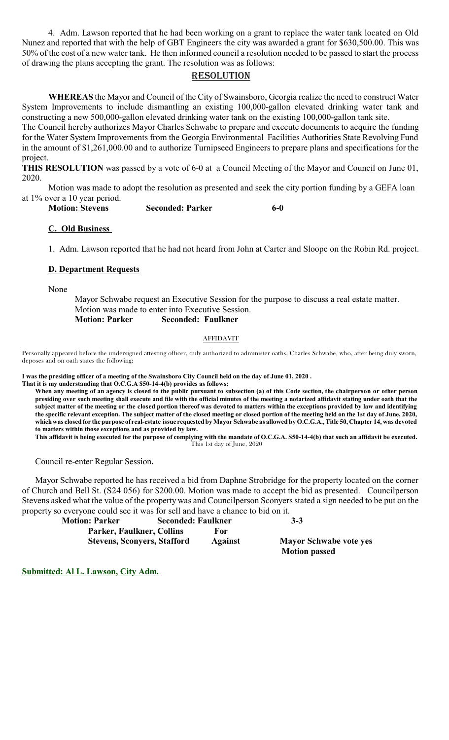4. Adm. Lawson reported that he had been working on a grant to replace the water tank located on Old Nunez and reported that with the help of GBT Engineers the city was awarded a grant for $630,500.00. This was 50% of the cost of a new water tank. He then informed council a resolution needed to be passed to start the process of drawing the plans accepting the grant. The resolution was as follows:

## RESOLUTION

**WHEREAS** the Mayor and Council of the City of Swainsboro, Georgia realize the need to construct Water System Improvements to include dismantling an existing 100,000-gallon elevated drinking water tank and constructing a new 500,000-gallon elevated drinking water tank on the existing 100,000-gallon tank site.

The Council hereby authorizes Mayor Charles Schwabe to prepare and execute documents to acquire the funding for the Water System Improvements from the Georgia Environmental Facilities Authorities State Revolving Fund in the amount of $1,261,000.00 and to authorize Turnipseed Engineers to prepare plans and specifications for the project.

**THIS RESOLUTION** was passed by a vote of 6-0 at a Council Meeting of the Mayor and Council on June 01, 2020.

Motion was made to adopt the resolution as presented and seek the city portion funding by a GEFA loan at 1% over a 10 year period.

**Motion: Stevens Seconded: Parker 6-0**

### C. Old Business

1. Adm. Lawson reported that he had not heard from John at Carter and Sloope on the Robin Rd. project.

### D. Department Requests

None

Mayor Schwabe request an Executive Session for the purpose to discuss a real estate matter.
Motion was made to enter into Executive Session.
**Motion: Parker Seconded: Faulkner**

AFFIDAVIT

Personally appeared before the undersigned attesting officer, duly authorized to administer oaths, Charles Schwabe, who, after being duly sworn, deposes and on oath states the following:

**I was the presiding officer of a meeting of the Swainsboro City Council held on the day of June 01, 2020 .**

**That it is my understanding that O.C.G.A $50-14-4(b) provides as follows:**

**When any meeting of an agency is closed to the public pursuant to subsection (a) of this Code section, the chairperson or other person presiding over such meeting shall execute and file with the official minutes of the meeting a notarized affidavit stating under oath that the subject matter of the meeting or the closed portion thereof was devoted to matters within the exceptions provided by law and identifying the specific relevant exception. The subject matter of the closed meeting or closed portion of the meeting held on the 1st day of June, 2020, which was closed for the purpose of real-estate issue requested by Mayor Schwabe as allowed by O.C.G.A., Title 50, Chapter 14, was devoted to matters within those exceptions and as provided by law.**

**This affidavit is being executed for the purpose of complying with the mandate of O.C.G.A. S50-14-4(b) that such an affidavit be executed.**

This 1st day of June, 2020

Council re-enter Regular Session**.**

Mayor Schwabe reported he has received a bid from Daphne Strobridge for the property located on the corner of Church and Bell St. (S24 056) for $200.00. Motion was made to accept the bid as presented. Councilperson Stevens asked what the value of the property was and Councilperson Sconyers stated a sign needed to be put on the property so everyone could see it was for sell and have a chance to bid on it.

**Motion: Parker Seconded: Faulkner 3-3**

**Parker, Faulkner, Collins For**

**Stevens, Sconyers, Stafford Against Mayor Schwabe vote yes**

**Motion passed**

**Submitted: Al L. Lawson, City Adm.**